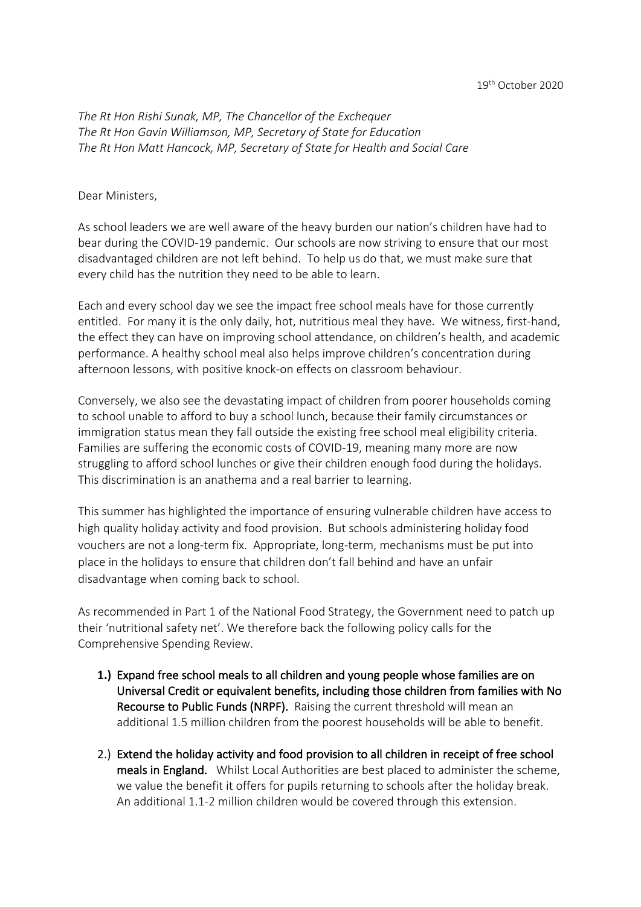19th October 2020

*The Rt Hon Rishi Sunak, MP, The Chancellor of the Exchequer*
*The Rt Hon Gavin Williamson, MP, Secretary of State for Education*
*The Rt Hon Matt Hancock, MP, Secretary of State for Health and Social Care*

Dear Ministers,

As school leaders we are well aware of the heavy burden our nation's children have had to bear during the COVID-19 pandemic. Our schools are now striving to ensure that our most disadvantaged children are not left behind. To help us do that, we must make sure that every child has the nutrition they need to be able to learn.

Each and every school day we see the impact free school meals have for those currently entitled. For many it is the only daily, hot, nutritious meal they have. We witness, first-hand, the effect they can have on improving school attendance, on children's health, and academic performance. A healthy school meal also helps improve children's concentration during afternoon lessons, with positive knock-on effects on classroom behaviour.

Conversely, we also see the devastating impact of children from poorer households coming to school unable to afford to buy a school lunch, because their family circumstances or immigration status mean they fall outside the existing free school meal eligibility criteria. Families are suffering the economic costs of COVID-19, meaning many more are now struggling to afford school lunches or give their children enough food during the holidays. This discrimination is an anathema and a real barrier to learning.

This summer has highlighted the importance of ensuring vulnerable children have access to high quality holiday activity and food provision. But schools administering holiday food vouchers are not a long-term fix. Appropriate, long-term, mechanisms must be put into place in the holidays to ensure that children don't fall behind and have an unfair disadvantage when coming back to school.

As recommended in Part 1 of the National Food Strategy, the Government need to patch up their 'nutritional safety net'. We therefore back the following policy calls for the Comprehensive Spending Review.

1.) **Expand free school meals to all children and young people whose families are on Universal Credit or equivalent benefits, including those children from families with No Recourse to Public Funds (NRPF).** Raising the current threshold will mean an additional 1.5 million children from the poorest households will be able to benefit.

2.) **Extend the holiday activity and food provision to all children in receipt of free school meals in England.** Whilst Local Authorities are best placed to administer the scheme, we value the benefit it offers for pupils returning to schools after the holiday break. An additional 1.1-2 million children would be covered through this extension.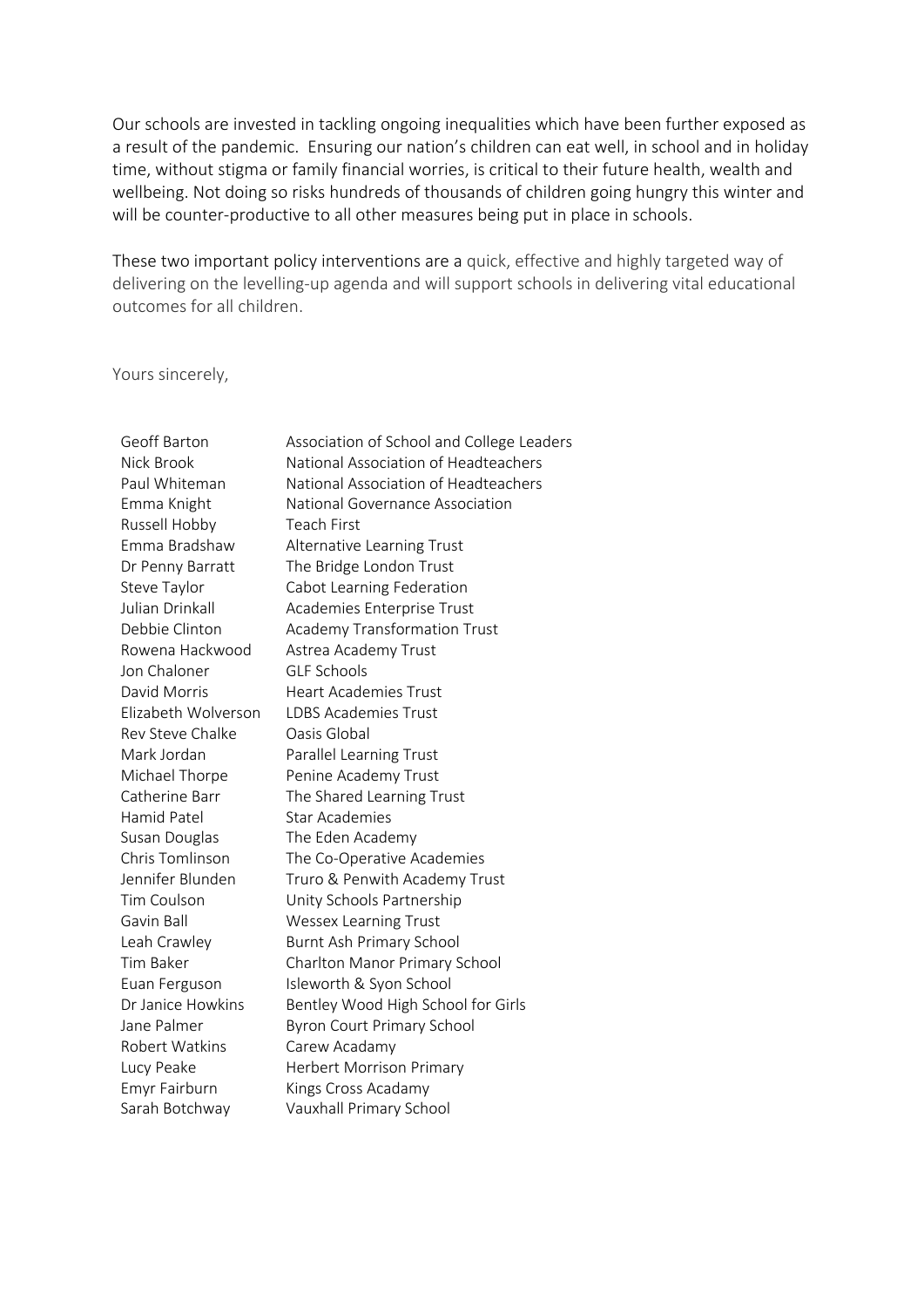Our schools are invested in tackling ongoing inequalities which have been further exposed as a result of the pandemic. Ensuring our nation's children can eat well, in school and in holiday time, without stigma or family financial worries, is critical to their future health, wealth and wellbeing. Not doing so risks hundreds of thousands of children going hungry this winter and will be counter-productive to all other measures being put in place in schools.

These two important policy interventions are a quick, effective and highly targeted way of delivering on the levelling-up agenda and will support schools in delivering vital educational outcomes for all children.

Yours sincerely,

| | |
|---|---|
| Geoff Barton | Association of School and College Leaders |
| Nick Brook | National Association of Headteachers |
| Paul Whiteman | National Association of Headteachers |
| Emma Knight | National Governance Association |
| Russell Hobby | Teach First |
| Emma Bradshaw | Alternative Learning Trust |
| Dr Penny Barratt | The Bridge London Trust |
| Steve Taylor | Cabot Learning Federation |
| Julian Drinkall | Academies Enterprise Trust |
| Debbie Clinton | Academy Transformation Trust |
| Rowena Hackwood | Astrea Academy Trust |
| Jon Chaloner | GLF Schools |
| David Morris | Heart Academies Trust |
| Elizabeth Wolverson | LDBS Academies Trust |
| Rev Steve Chalke | Oasis Global |
| Mark Jordan | Parallel Learning Trust |
| Michael Thorpe | Penine Academy Trust |
| Catherine Barr | The Shared Learning Trust |
| Hamid Patel | Star Academies |
| Susan Douglas | The Eden Academy |
| Chris Tomlinson | The Co-Operative Academies |
| Jennifer Blunden | Truro & Penwith Academy Trust |
| Tim Coulson | Unity Schools Partnership |
| Gavin Ball | Wessex Learning Trust |
| Leah Crawley | Burnt Ash Primary School |
| Tim Baker | Charlton Manor Primary School |
| Euan Ferguson | Isleworth & Syon School |
| Dr Janice Howkins | Bentley Wood High School for Girls |
| Jane Palmer | Byron Court Primary School |
| Robert Watkins | Carew Acadamy |
| Lucy Peake | Herbert Morrison Primary |
| Emyr Fairburn | Kings Cross Acadamy |
| Sarah Botchway | Vauxhall Primary School |